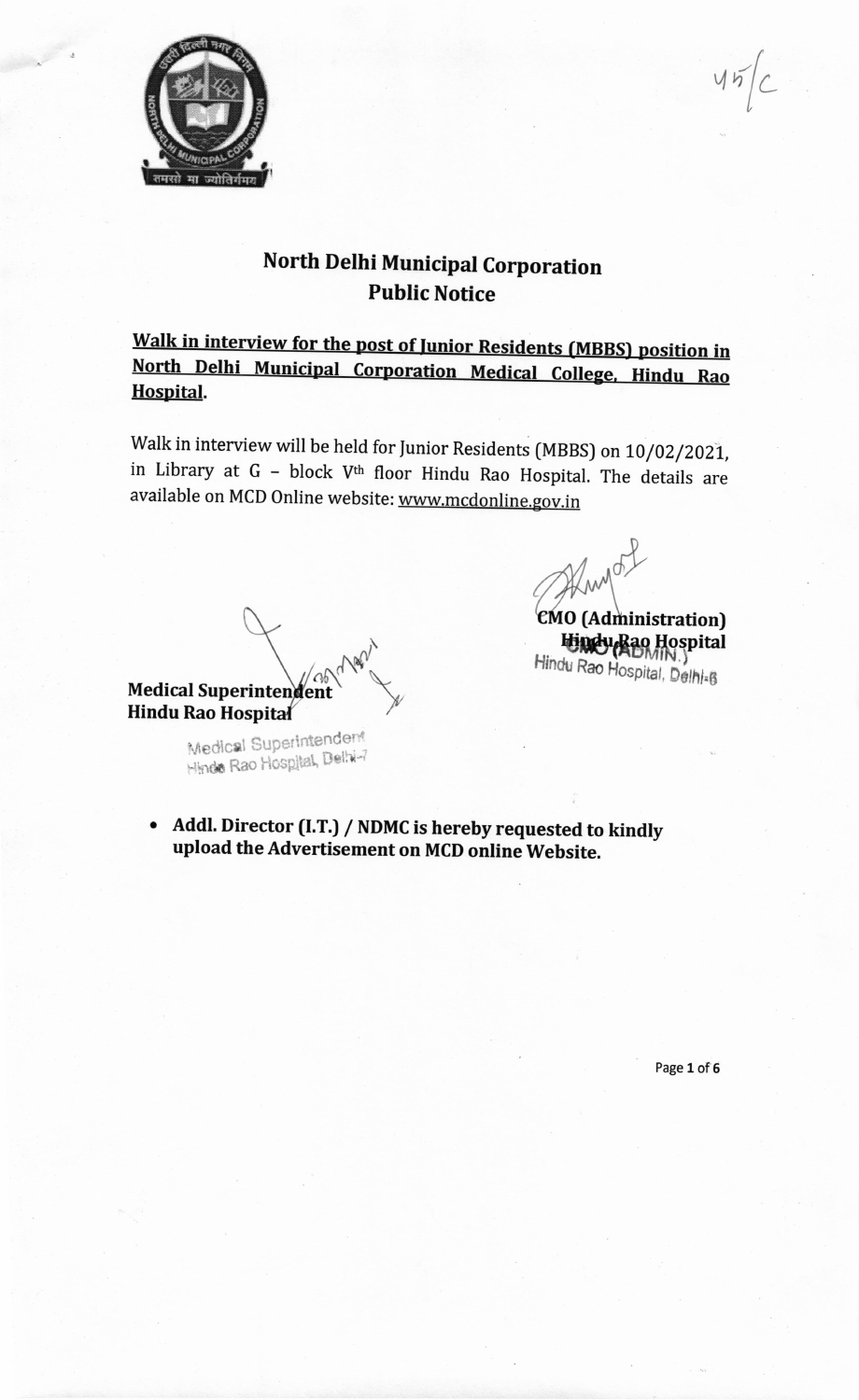45/c

# North Delhi Municipal Corporation
## Public Notice

**Walk in interview for the post of Junior Residents (MBBS) position in North Delhi Municipal Corporation Medical College, Hindu Rao Hospital.**

Walk in interview will be held for Junior Residents (MBBS) on 10/02/2021, in Library at G – block V[th] floor Hindu Rao Hospital. The details are available on MCD Online website: www.mcdonline.gov.in

**CMO (Administration)**
**Hindu Rao Hospital**

CMO (ADMIN.)
Hindu Rao Hospital, Delhi-6

**Medical Superintendent**
**Hindu Rao Hospital**

Medical Superintendent
Hindu Rao Hospital, Delhi-7

- **Addl. Director (I.T.) / NDMC is hereby requested to kindly upload the Advertisement on MCD online Website.**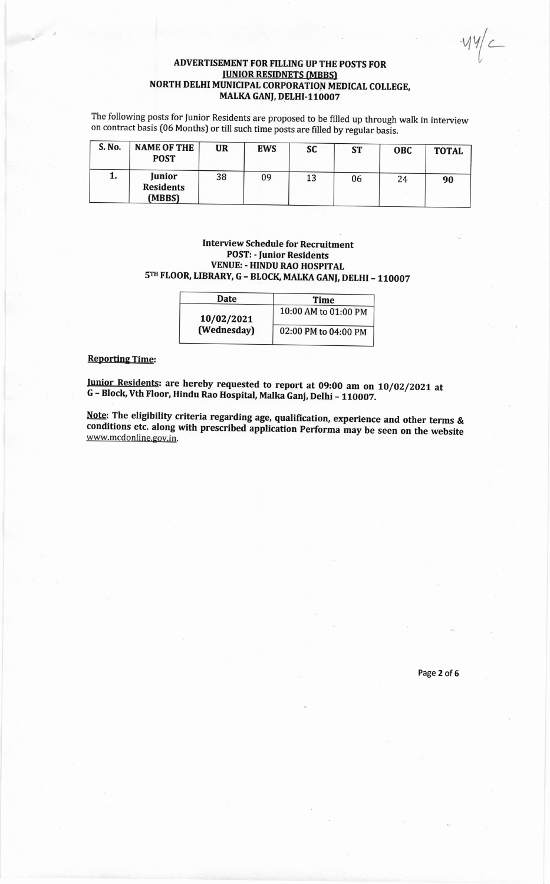## ADVERTISEMENT FOR FILLING UP THE POSTS FOR
## JUNIOR RESIDNETS (MBBS)
## NORTH DELHI MUNICIPAL CORPORATION MEDICAL COLLEGE,
## MALKA GANJ, DELHI-110007

The following posts for Junior Residents are proposed to be filled up through walk in interview on contract basis (06 Months) or till such time posts are filled by regular basis.

| S. No. | NAME OF THE POST | UR | EWS | SC | ST | OBC | TOTAL |
|---|---|---|---|---|---|---|---|
| 1. | Junior Residents (MBBS) | 38 | 09 | 13 | 06 | 24 | **90** |

### Interview Schedule for Recruitment
### POST: - Junior Residents
### VENUE: - HINDU RAO HOSPITAL
### 5TH FLOOR, LIBRARY, G – BLOCK, MALKA GANJ, DELHI – 110007

| Date | Time |
|---|---|
| 10/02/2021 (Wednesday) | 10:00 AM to 01:00 PM |
| | 02:00 PM to 04:00 PM |

**Reporting Time:**

**Junior Residents: are hereby requested to report at 09:00 am on 10/02/2021 at G – Block, Vth Floor, Hindu Rao Hospital, Malka Ganj, Delhi – 110007.**

**Note: The eligibility criteria regarding age, qualification, experience and other terms & conditions etc. along with prescribed application Performa may be seen on the website** www.mcdonline.gov.in.